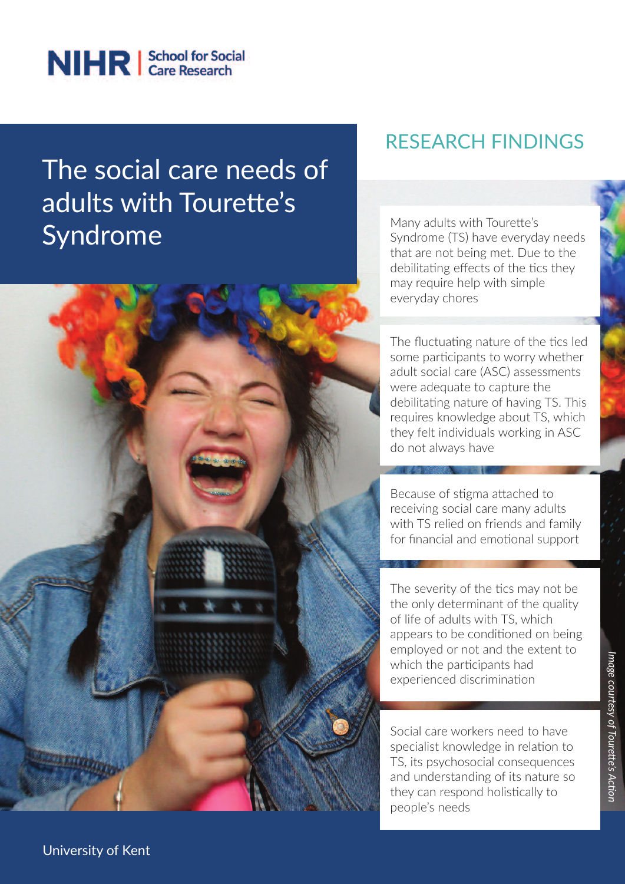NIHR | School for Social Care Research

# The social care needs of adults with Tourette's Syndrome

## RESEARCH FINDINGS

Many adults with Tourette's Syndrome (TS) have everyday needs that are not being met. Due to the debilitating effects of the tics they may require help with simple everyday chores

The fluctuating nature of the tics led some participants to worry whether adult social care (ASC) assessments were adequate to capture the debilitating nature of having TS. This requires knowledge about TS, which they felt individuals working in ASC do not always have

Because of stigma attached to receiving social care many adults with TS relied on friends and family for financial and emotional support

The severity of the tics may not be the only determinant of the quality of life of adults with TS, which appears to be conditioned on being employed or not and the extent to which the participants had experienced discrimination

Social care workers need to have specialist knowledge in relation to TS, its psychosocial consequences and understanding of its nature so they can respond holistically to people's needs

*Image courtesy of Tourette's Action*

University of Kent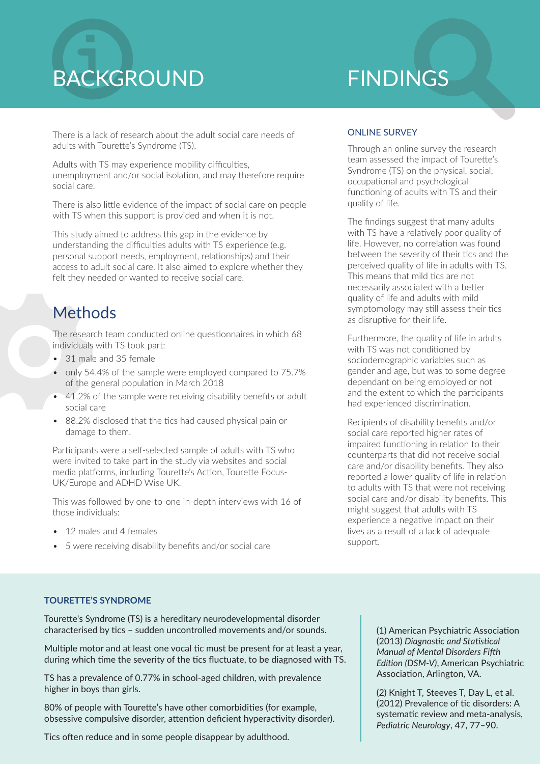# BACKGROUND

There is a lack of research about the adult social care needs of adults with Tourette's Syndrome (TS).

Adults with TS may experience mobility difficulties, unemployment and/or social isolation, and may therefore require social care.

There is also little evidence of the impact of social care on people with TS when this support is provided and when it is not.

This study aimed to address this gap in the evidence by understanding the difficulties adults with TS experience (e.g. personal support needs, employment, relationships) and their access to adult social care. It also aimed to explore whether they felt they needed or wanted to receive social care.

## Methods

The research team conducted online questionnaires in which 68 individuals with TS took part:

- 31 male and 35 female
- only 54.4% of the sample were employed compared to 75.7% of the general population in March 2018
- 41.2% of the sample were receiving disability benefits or adult social care
- 88.2% disclosed that the tics had caused physical pain or damage to them.

Participants were a self-selected sample of adults with TS who were invited to take part in the study via websites and social media platforms, including Tourette's Action, Tourette Focus-UK/Europe and ADHD Wise UK.

This was followed by one-to-one in-depth interviews with 16 of those individuals:

- 12 males and 4 females
- 5 were receiving disability benefits and/or social care

# FINDINGS

### ONLINE SURVEY

Through an online survey the research team assessed the impact of Tourette's Syndrome (TS) on the physical, social, occupational and psychological functioning of adults with TS and their quality of life.

The findings suggest that many adults with TS have a relatively poor quality of life. However, no correlation was found between the severity of their tics and the perceived quality of life in adults with TS. This means that mild tics are not necessarily associated with a better quality of life and adults with mild symptomology may still assess their tics as disruptive for their life.

Furthermore, the quality of life in adults with TS was not conditioned by sociodemographic variables such as gender and age, but was to some degree dependant on being employed or not and the extent to which the participants had experienced discrimination.

Recipients of disability benefits and/or social care reported higher rates of impaired functioning in relation to their counterparts that did not receive social care and/or disability benefits. They also reported a lower quality of life in relation to adults with TS that were not receiving social care and/or disability benefits. This might suggest that adults with TS experience a negative impact on their lives as a result of a lack of adequate support.

**TOURETTE'S SYNDROME**

Tourette's Syndrome (TS) is a hereditary neurodevelopmental disorder characterised by tics – sudden uncontrolled movements and/or sounds.

Multiple motor and at least one vocal tic must be present for at least a year, during which time the severity of the tics fluctuate, to be diagnosed with TS.

TS has a prevalence of 0.77% in school-aged children, with prevalence higher in boys than girls.

80% of people with Tourette's have other comorbidities (for example, obsessive compulsive disorder, attention deficient hyperactivity disorder).

Tics often reduce and in some people disappear by adulthood.

(1) American Psychiatric Association (2013) *Diagnostic and Statistical Manual of Mental Disorders Fifth Edition (DSM-V)*, American Psychiatric Association, Arlington, VA.

(2) Knight T, Steeves T, Day L, et al. (2012) Prevalence of tic disorders: A systematic review and meta-analysis, *Pediatric Neurology*, 47, 77–90.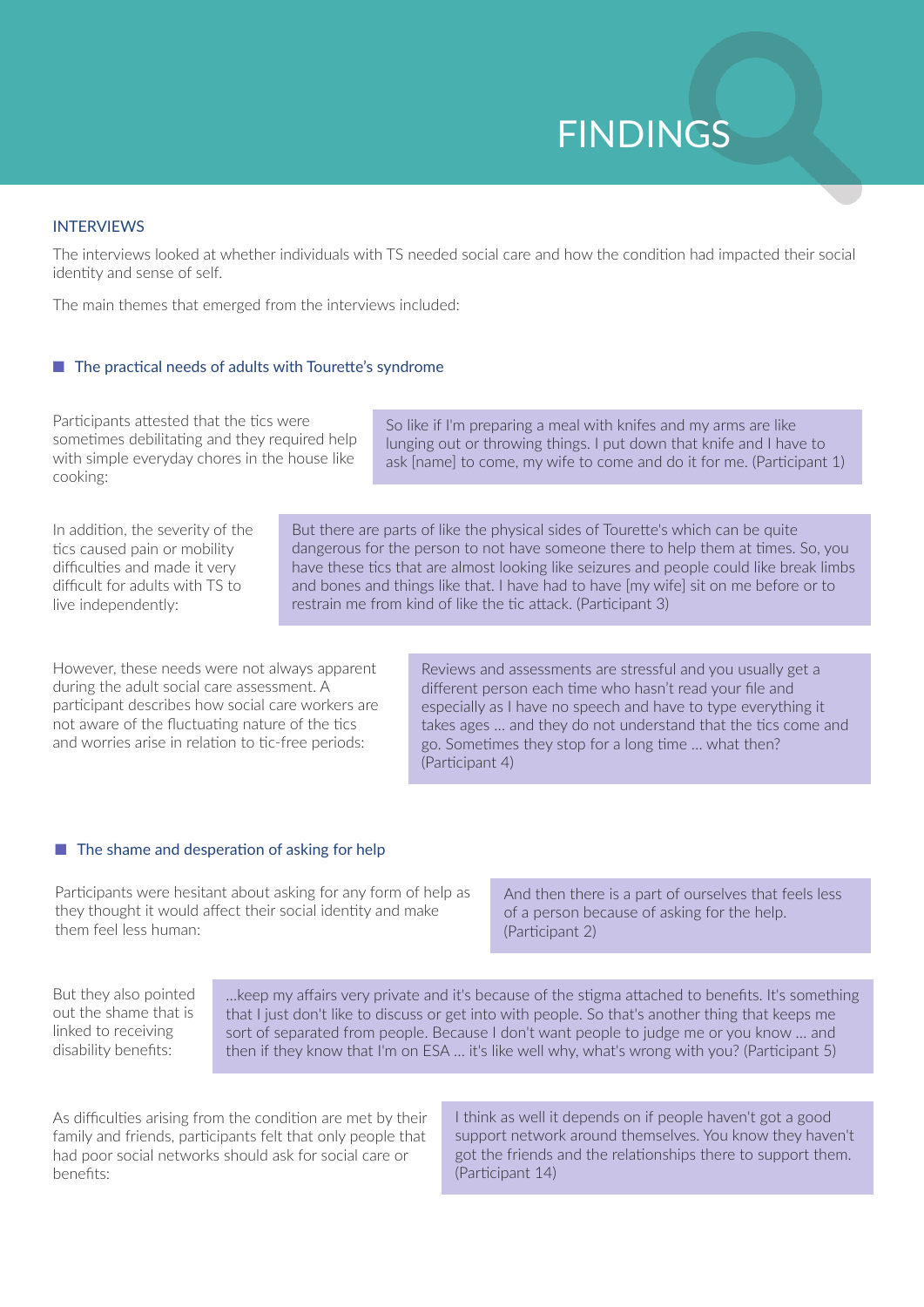# FINDINGS

## INTERVIEWS

The interviews looked at whether individuals with TS needed social care and how the condition had impacted their social identity and sense of self.

The main themes that emerged from the interviews included:

### The practical needs of adults with Tourette's syndrome

Participants attested that the tics were sometimes debilitating and they required help with simple everyday chores in the house like cooking:

> So like if I'm preparing a meal with knifes and my arms are like lunging out or throwing things. I put down that knife and I have to ask [name] to come, my wife to come and do it for me. (Participant 1)

In addition, the severity of the tics caused pain or mobility difficulties and made it very difficult for adults with TS to live independently:

> But there are parts of like the physical sides of Tourette's which can be quite dangerous for the person to not have someone there to help them at times. So, you have these tics that are almost looking like seizures and people could like break limbs and bones and things like that. I have had to have [my wife] sit on me before or to restrain me from kind of like the tic attack. (Participant 3)

However, these needs were not always apparent during the adult social care assessment. A participant describes how social care workers are not aware of the fluctuating nature of the tics and worries arise in relation to tic-free periods:

> Reviews and assessments are stressful and you usually get a different person each time who hasn't read your file and especially as I have no speech and have to type everything it takes ages … and they do not understand that the tics come and go. Sometimes they stop for a long time … what then? (Participant 4)

### The shame and desperation of asking for help

Participants were hesitant about asking for any form of help as they thought it would affect their social identity and make them feel less human:

> And then there is a part of ourselves that feels less of a person because of asking for the help. (Participant 2)

But they also pointed out the shame that is linked to receiving disability benefits:

> …keep my affairs very private and it's because of the stigma attached to benefits. It's something that I just don't like to discuss or get into with people. So that's another thing that keeps me sort of separated from people. Because I don't want people to judge me or you know … and then if they know that I'm on ESA … it's like well why, what's wrong with you? (Participant 5)

As difficulties arising from the condition are met by their family and friends, participants felt that only people that had poor social networks should ask for social care or benefits:

> I think as well it depends on if people haven't got a good support network around themselves. You know they haven't got the friends and the relationships there to support them. (Participant 14)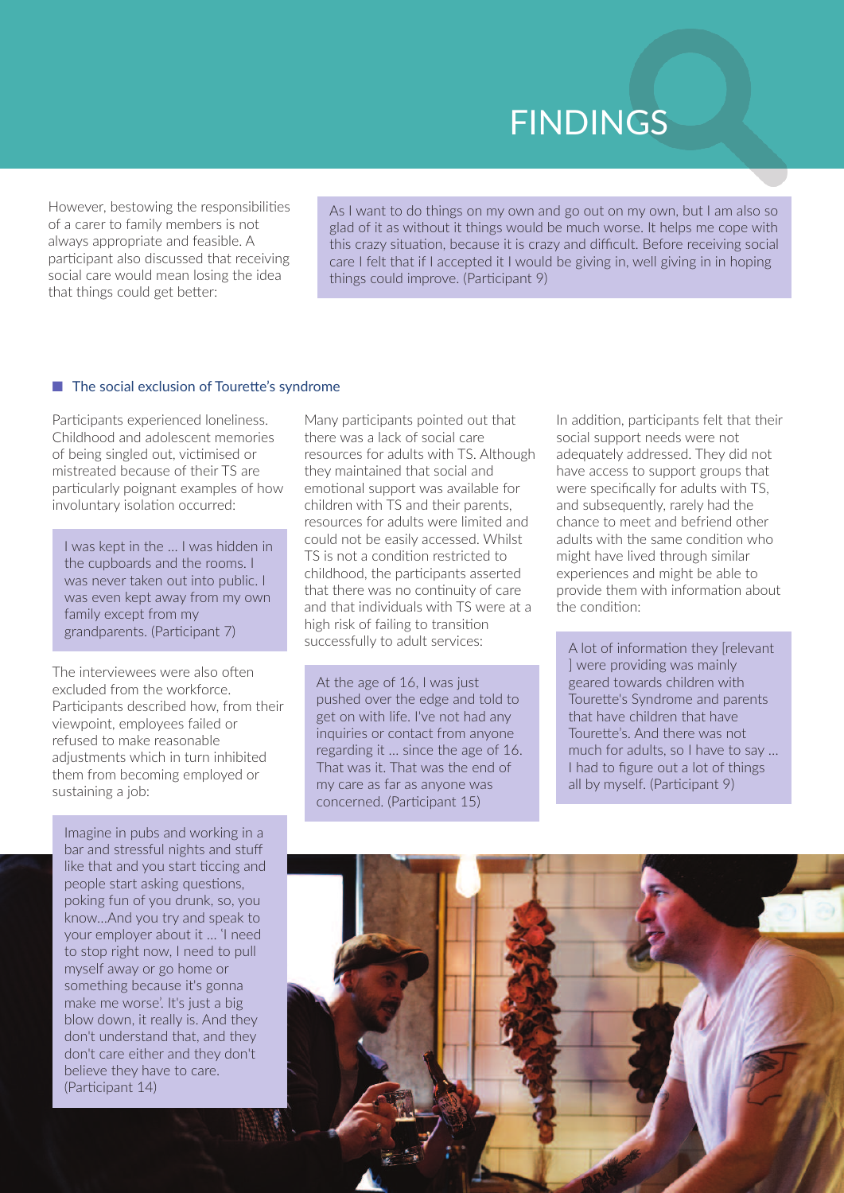# FINDINGS

However, bestowing the responsibilities of a carer to family members is not always appropriate and feasible. A participant also discussed that receiving social care would mean losing the idea that things could get better:

> As I want to do things on my own and go out on my own, but I am also so glad of it as without it things would be much worse. It helps me cope with this crazy situation, because it is crazy and difficult. Before receiving social care I felt that if I accepted it I would be giving in, well giving in in hoping things could improve. (Participant 9)

## The social exclusion of Tourette's syndrome

Participants experienced loneliness. Childhood and adolescent memories of being singled out, victimised or mistreated because of their TS are particularly poignant examples of how involuntary isolation occurred:

> I was kept in the … I was hidden in the cupboards and the rooms. I was never taken out into public. I was even kept away from my own family except from my grandparents. (Participant 7)

The interviewees were also often excluded from the workforce. Participants described how, from their viewpoint, employees failed or refused to make reasonable adjustments which in turn inhibited them from becoming employed or sustaining a job:

> Imagine in pubs and working in a bar and stressful nights and stuff like that and you start ticcing and people start asking questions, poking fun of you drunk, so, you know…And you try and speak to your employer about it … 'I need to stop right now, I need to pull myself away or go home or something because it's gonna make me worse'. It's just a big blow down, it really is. And they don't understand that, and they don't care either and they don't believe they have to care. (Participant 14)

Many participants pointed out that there was a lack of social care resources for adults with TS. Although they maintained that social and emotional support was available for children with TS and their parents, resources for adults were limited and could not be easily accessed. Whilst TS is not a condition restricted to childhood, the participants asserted that there was no continuity of care and that individuals with TS were at a high risk of failing to transition successfully to adult services:

> At the age of 16, I was just pushed over the edge and told to get on with life. I've not had any inquiries or contact from anyone regarding it … since the age of 16. That was it. That was the end of my care as far as anyone was concerned. (Participant 15)

In addition, participants felt that their social support needs were not adequately addressed. They did not have access to support groups that were specifically for adults with TS, and subsequently, rarely had the chance to meet and befriend other adults with the same condition who might have lived through similar experiences and might be able to provide them with information about the condition:

> A lot of information they [relevant ] were providing was mainly geared towards children with Tourette's Syndrome and parents that have children that have Tourette's. And there was not much for adults, so I have to say … I had to figure out a lot of things all by myself. (Participant 9)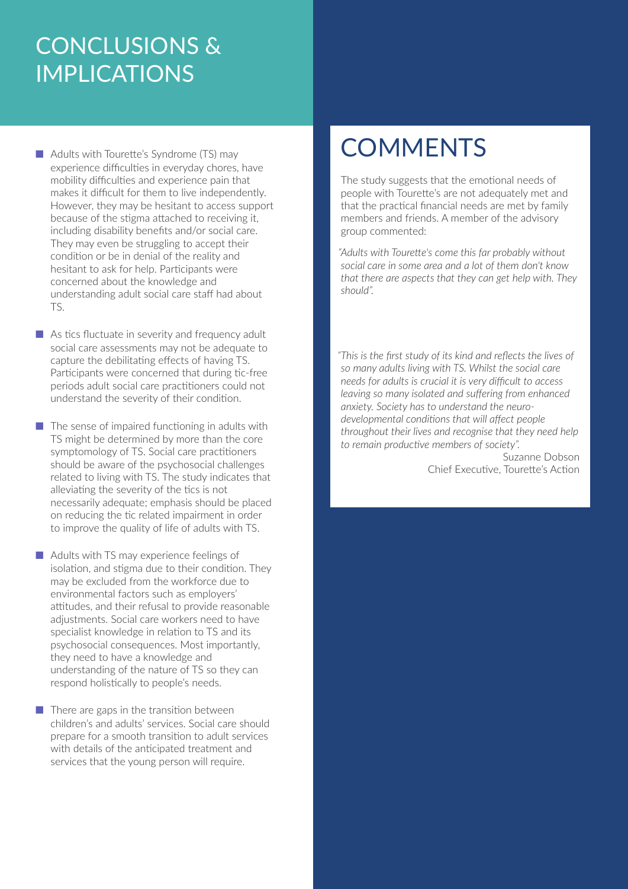# CONCLUSIONS & IMPLICATIONS

- Adults with Tourette's Syndrome (TS) may experience difficulties in everyday chores, have mobility difficulties and experience pain that makes it difficult for them to live independently. However, they may be hesitant to access support because of the stigma attached to receiving it, including disability benefits and/or social care. They may even be struggling to accept their condition or be in denial of the reality and hesitant to ask for help. Participants were concerned about the knowledge and understanding adult social care staff had about TS.
- As tics fluctuate in severity and frequency adult social care assessments may not be adequate to capture the debilitating effects of having TS. Participants were concerned that during tic-free periods adult social care practitioners could not understand the severity of their condition.
- The sense of impaired functioning in adults with TS might be determined by more than the core symptomology of TS. Social care practitioners should be aware of the psychosocial challenges related to living with TS. The study indicates that alleviating the severity of the tics is not necessarily adequate; emphasis should be placed on reducing the tic related impairment in order to improve the quality of life of adults with TS.
- Adults with TS may experience feelings of isolation, and stigma due to their condition. They may be excluded from the workforce due to environmental factors such as employers' attitudes, and their refusal to provide reasonable adjustments. Social care workers need to have specialist knowledge in relation to TS and its psychosocial consequences. Most importantly, they need to have a knowledge and understanding of the nature of TS so they can respond holistically to people's needs.
- There are gaps in the transition between children's and adults' services. Social care should prepare for a smooth transition to adult services with details of the anticipated treatment and services that the young person will require.

# COMMENTS

The study suggests that the emotional needs of people with Tourette's are not adequately met and that the practical financial needs are met by family members and friends. A member of the advisory group commented:

*"Adults with Tourette's come this far probably without social care in some area and a lot of them don't know that there are aspects that they can get help with. They should".*

*"This is the first study of its kind and reflects the lives of so many adults living with TS. Whilst the social care needs for adults is crucial it is very difficult to access leaving so many isolated and suffering from enhanced anxiety. Society has to understand the neuro-developmental conditions that will affect people throughout their lives and recognise that they need help to remain productive members of society".*

Suzanne Dobson
Chief Executive, Tourette's Action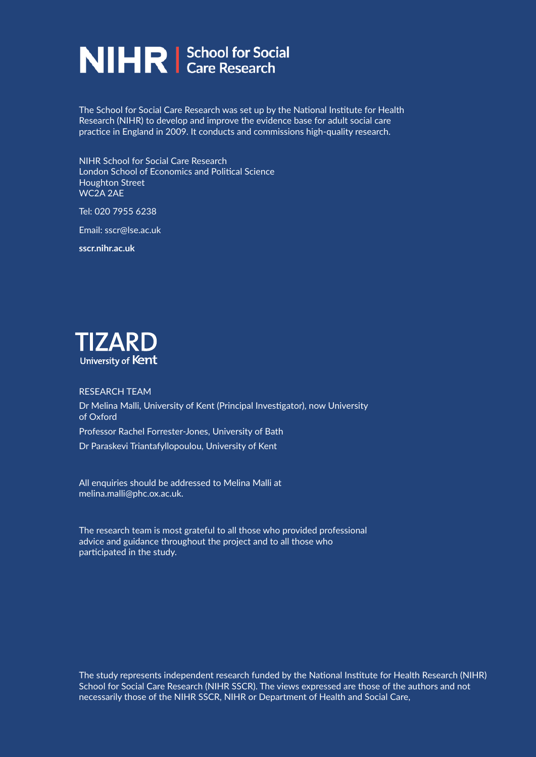# NIHR | School for Social Care Research

The School for Social Care Research was set up by the National Institute for Health Research (NIHR) to develop and improve the evidence base for adult social care practice in England in 2009. It conducts and commissions high-quality research.

NIHR School for Social Care Research
London School of Economics and Political Science
Houghton Street
WC2A 2AE

Tel: 020 7955 6238

Email: sscr@lse.ac.uk

**sscr.nihr.ac.uk**

TIZARD
University of Kent

RESEARCH TEAM

Dr Melina Malli, University of Kent (Principal Investigator), now University of Oxford

Professor Rachel Forrester-Jones, University of Bath

Dr Paraskevi Triantafyllopoulou, University of Kent

All enquiries should be addressed to Melina Malli at melina.malli@phc.ox.ac.uk.

The research team is most grateful to all those who provided professional advice and guidance throughout the project and to all those who participated in the study.

The study represents independent research funded by the National Institute for Health Research (NIHR) School for Social Care Research (NIHR SSCR). The views expressed are those of the authors and not necessarily those of the NIHR SSCR, NIHR or Department of Health and Social Care,